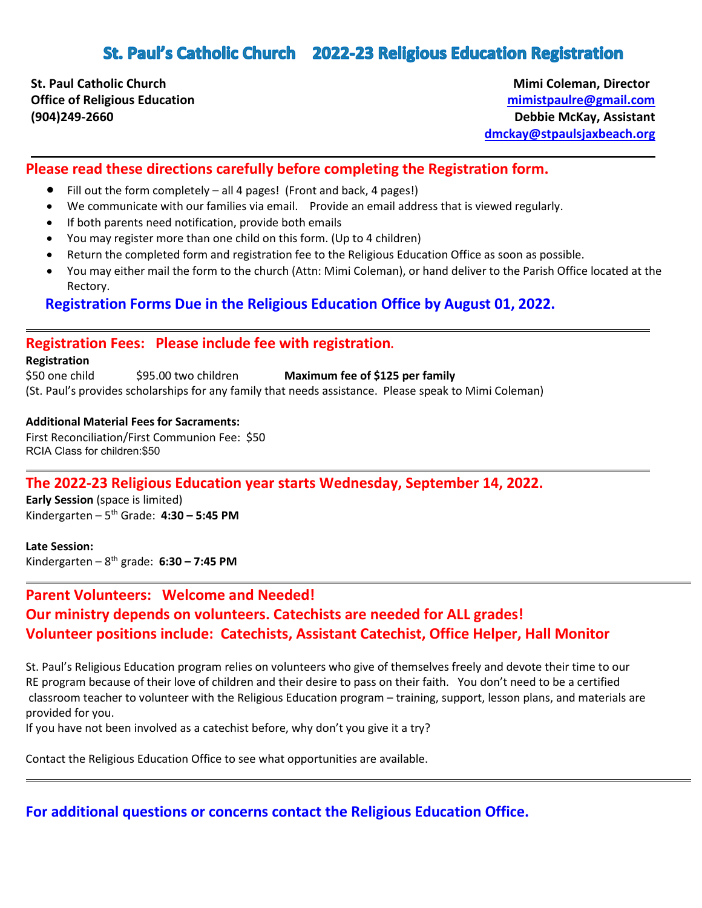# St. Paul's Catholic Church 2022-23 Religious Education Registration

**St. Paul Catholic Church**
**Office of Religious Education**
**(904)249-2660**

**Mimi Coleman, Director**
**mimistpaulre@gmail.com**
**Debbie McKay, Assistant**
**dmckay@stpaulsjaxbeach.org**

---

## Please read these directions carefully before completing the Registration form.

- Fill out the form completely – all 4 pages! (Front and back, 4 pages!)
- We communicate with our families via email. Provide an email address that is viewed regularly.
- If both parents need notification, provide both emails
- You may register more than one child on this form. (Up to 4 children)
- Return the completed form and registration fee to the Religious Education Office as soon as possible.
- You may either mail the form to the church (Attn: Mimi Coleman), or hand deliver to the Parish Office located at the Rectory.

### Registration Forms Due in the Religious Education Office by August 01, 2022.

---

## Registration Fees: Please include fee with registration.

**Registration**
$50 one child $95.00 two children **Maximum fee of $125 per family**
(St. Paul's provides scholarships for any family that needs assistance. Please speak to Mimi Coleman)

**Additional Material Fees for Sacraments:**
First Reconciliation/First Communion Fee: $50
RCIA Class for children:$50

---

## The 2022-23 Religious Education year starts Wednesday, September 14, 2022.

**Early Session** (space is limited)
Kindergarten – 5th Grade: **4:30 – 5:45 PM**

**Late Session:**
Kindergarten – 8th grade: **6:30 – 7:45 PM**

---

## Parent Volunteers: Welcome and Needed!
## Our ministry depends on volunteers. Catechists are needed for ALL grades!
## Volunteer positions include: Catechists, Assistant Catechist, Office Helper, Hall Monitor

St. Paul's Religious Education program relies on volunteers who give of themselves freely and devote their time to our RE program because of their love of children and their desire to pass on their faith. You don't need to be a certified classroom teacher to volunteer with the Religious Education program – training, support, lesson plans, and materials are provided for you.
If you have not been involved as a catechist before, why don't you give it a try?

Contact the Religious Education Office to see what opportunities are available.

---

### For additional questions or concerns contact the Religious Education Office.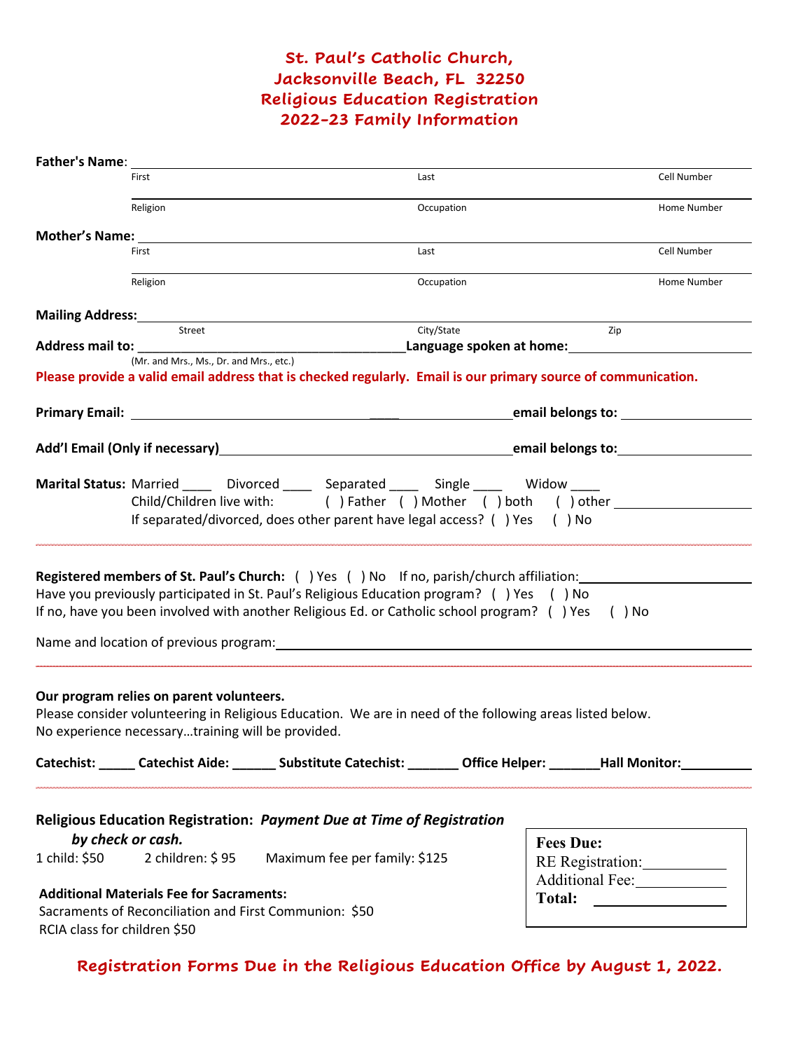# St. Paul's Catholic Church,
# Jacksonville Beach, FL 32250
# Religious Education Registration
# 2022-23 Family Information

**Father's Name**: ___________________________________________________________

First | Last | Cell Number

___________________________________________________________

Religion | Occupation | Home Number

**Mother's Name**: ___________________________________________________________

First | Last | Cell Number

___________________________________________________________

Religion | Occupation | Home Number

**Mailing Address:** ___________________________________________________________

Street | City/State | Zip

**Address mail to:** ______________________________________ **Language spoken at home:** ________________________

(Mr. and Mrs., Ms., Dr. and Mrs., etc.)

**Please provide a valid email address that is checked regularly. Email is our primary source of communication.**

**Primary Email:** ______________________________________ **email belongs to:** ____________________

**Add'l Email (Only if necessary)** ______________________________________ **email belongs to:** ____________________

**Marital Status:** Married ____ Divorced ____ Separated ____ Single ____ Widow ____

Child/Children live with: ( ) Father ( ) Mother ( ) both ( ) other ____________________

If separated/divorced, does other parent have legal access? ( ) Yes ( ) No

---

**Registered members of St. Paul's Church:** ( ) Yes ( ) No If no, parish/church affiliation: ____________________

Have you previously participated in St. Paul's Religious Education program? ( ) Yes ( ) No

If no, have you been involved with another Religious Ed. or Catholic school program? ( ) Yes ( ) No

Name and location of previous program: ___________________________________________________________

---

**Our program relies on parent volunteers.**

Please consider volunteering in Religious Education. We are in need of the following areas listed below.

No experience necessary…training will be provided.

**Catechist:** _____ **Catechist Aide:** ______ **Substitute Catechist:** _______ **Office Helper:** _______ **Hall Monitor:** __________

---

**Religious Education Registration:** ***Payment Due at Time of Registration by check or cash.***

1 child: $50    2 children: $ 95    Maximum fee per family: $125

**Additional Materials Fee for Sacraments:**

Sacraments of Reconciliation and First Communion: $50

RCIA class for children $50

**Fees Due:**

RE Registration: ___________

Additional Fee: ___________

**Total:** ___________

**Registration Forms Due in the Religious Education Office by August 1, 2022.**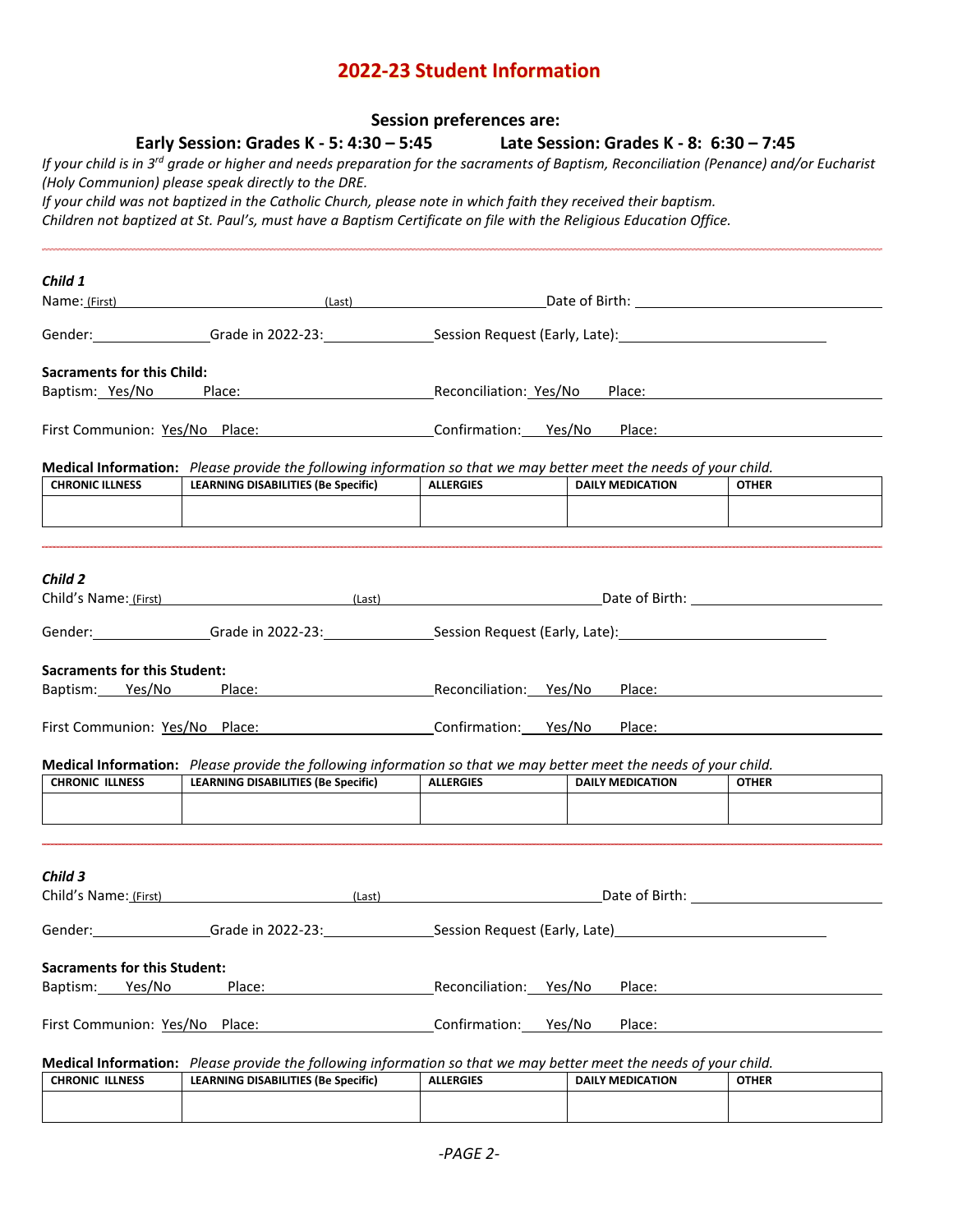# 2022-23 Student Information

**Session preferences are:**

**Early Session: Grades K - 5: 4:30 – 5:45 Late Session: Grades K - 8: 6:30 – 7:45**

*If your child is in 3rd grade or higher and needs preparation for the sacraments of Baptism, Reconciliation (Penance) and/or Eucharist (Holy Communion) please speak directly to the DRE.*

*If your child was not baptized in the Catholic Church, please note in which faith they received their baptism.*

*Children not baptized at St. Paul's, must have a Baptism Certificate on file with the Religious Education Office.*

---

***Child 1***

Name: (First) ____________ (Last) ____________ Date of Birth: ____________

Gender: ____________ Grade in 2022-23: ____________ Session Request (Early, Late): ____________

**Sacraments for this Child:**

Baptism: Yes/No Place: ____________ Reconciliation: Yes/No Place: ____________

First Communion: Yes/No Place: ____________ Confirmation: Yes/No Place: ____________

**Medical Information:** *Please provide the following information so that we may better meet the needs of your child.*

| CHRONIC ILLNESS | LEARNING DISABILITIES (Be Specific) | ALLERGIES | DAILY MEDICATION | OTHER |
|---|---|---|---|---|
| | | | | |

---

***Child 2***

Child's Name: (First) ____________ (Last) ____________ Date of Birth: ____________

Gender: ____________ Grade in 2022-23: ____________ Session Request (Early, Late): ____________

**Sacraments for this Student:**

Baptism: Yes/No Place: ____________ Reconciliation: Yes/No Place: ____________

First Communion: Yes/No Place: ____________ Confirmation: Yes/No Place: ____________

**Medical Information:** *Please provide the following information so that we may better meet the needs of your child.*

| CHRONIC ILLNESS | LEARNING DISABILITIES (Be Specific) | ALLERGIES | DAILY MEDICATION | OTHER |
|---|---|---|---|---|
| | | | | |

---

***Child 3***

Child's Name: (First) ____________ (Last) ____________ Date of Birth: ____________

Gender: ____________ Grade in 2022-23: ____________ Session Request (Early, Late) ____________

**Sacraments for this Student:**

Baptism: Yes/No Place: ____________ Reconciliation: Yes/No Place: ____________

First Communion: Yes/No Place: ____________ Confirmation: Yes/No Place: ____________

**Medical Information:** *Please provide the following information so that we may better meet the needs of your child.*

| CHRONIC ILLNESS | LEARNING DISABILITIES (Be Specific) | ALLERGIES | DAILY MEDICATION | OTHER |
|---|---|---|---|---|
| | | | | |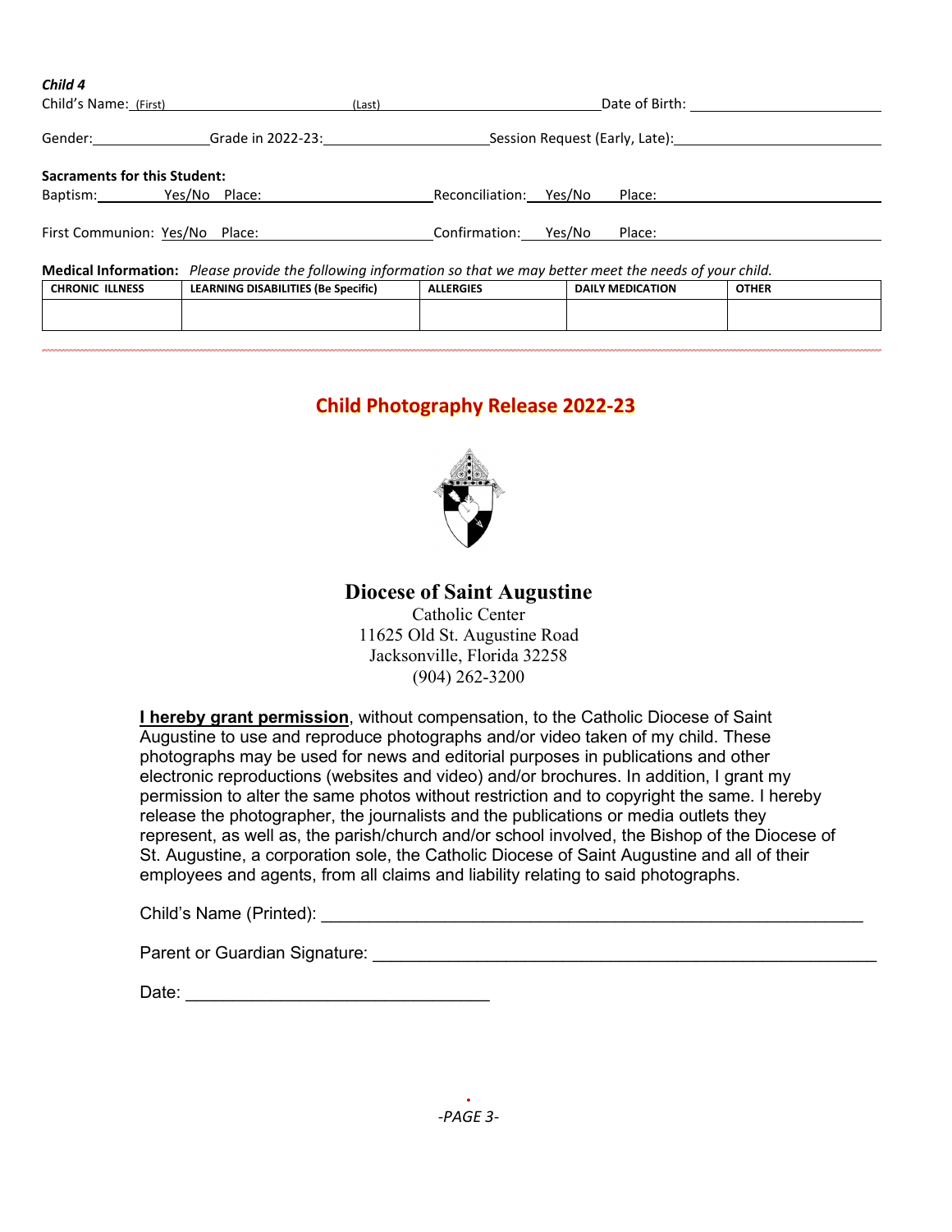***Child 4***

Child's Name: (First) ______________________ (Last) ______________________ Date of Birth: ______________________

Gender: ______________ Grade in 2022-23: ______________________ Session Request (Early, Late): ______________________

**Sacraments for this Student:**

Baptism: ________ Yes/No Place: ______________________ Reconciliation: ____ Yes/No Place: ______________________

First Communion: Yes/No Place: ______________________ Confirmation: ____ Yes/No Place: ______________________

**Medical Information:** *Please provide the following information so that we may better meet the needs of your child.*

| CHRONIC ILLNESS | LEARNING DISABILITIES (Be Specific) | ALLERGIES | DAILY MEDICATION | OTHER |
|---|---|---|---|---|
| | | | | |

## Child Photography Release 2022-23

**Diocese of Saint Augustine**

Catholic Center
11625 Old St. Augustine Road
Jacksonville, Florida 32258
(904) 262-3200

**I hereby grant permission**, without compensation, to the Catholic Diocese of Saint Augustine to use and reproduce photographs and/or video taken of my child. These photographs may be used for news and editorial purposes in publications and other electronic reproductions (websites and video) and/or brochures. In addition, I grant my permission to alter the same photos without restriction and to copyright the same. I hereby release the photographer, the journalists and the publications or media outlets they represent, as well as, the parish/church and/or school involved, the Bishop of the Diocese of St. Augustine, a corporation sole, the Catholic Diocese of Saint Augustine and all of their employees and agents, from all claims and liability relating to said photographs.

Child's Name (Printed): ____________________________________________

Parent or Guardian Signature: ____________________________________________

Date: ______________________________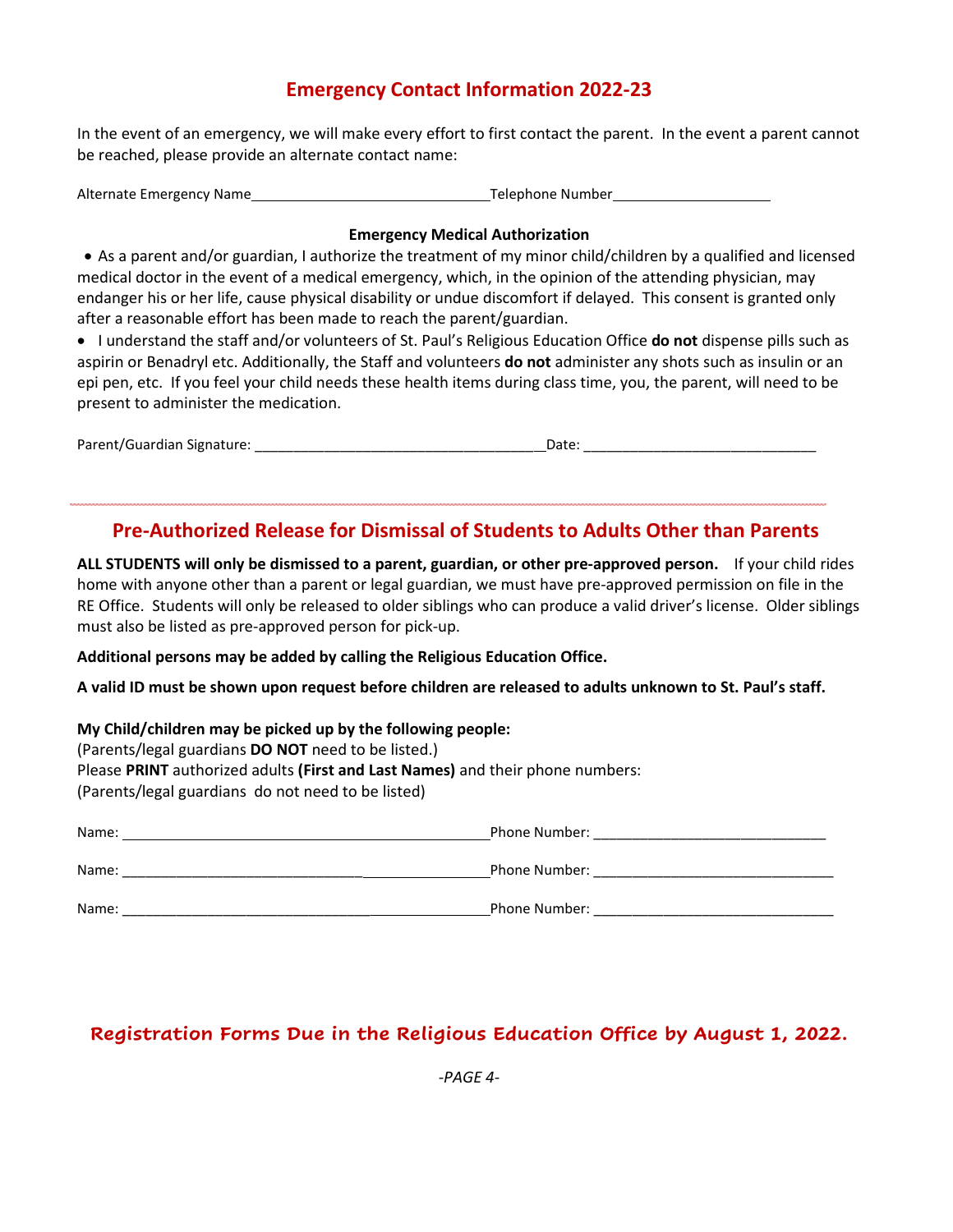# Emergency Contact Information 2022-23

In the event of an emergency, we will make every effort to first contact the parent. In the event a parent cannot be reached, please provide an alternate contact name:

Alternate Emergency Name\_\_\_\_\_\_\_\_\_\_\_\_\_\_\_\_\_\_\_\_\_\_\_\_\_\_\_\_\_\_Telephone Number\_\_\_\_\_\_\_\_\_\_\_\_\_\_\_\_\_\_\_\_

**Emergency Medical Authorization**

- As a parent and/or guardian, I authorize the treatment of my minor child/children by a qualified and licensed medical doctor in the event of a medical emergency, which, in the opinion of the attending physician, may endanger his or her life, cause physical disability or undue discomfort if delayed. This consent is granted only after a reasonable effort has been made to reach the parent/guardian.
- I understand the staff and/or volunteers of St. Paul's Religious Education Office **do not** dispense pills such as aspirin or Benadryl etc. Additionally, the Staff and volunteers **do not** administer any shots such as insulin or an epi pen, etc. If you feel your child needs these health items during class time, you, the parent, will need to be present to administer the medication.

Parent/Guardian Signature: \_\_\_\_\_\_\_\_\_\_\_\_\_\_\_\_\_\_\_\_\_\_\_\_\_\_\_\_\_\_\_\_\_\_\_\_\_\_Date: \_\_\_\_\_\_\_\_\_\_\_\_\_\_\_\_\_\_\_\_\_\_\_\_\_\_\_\_\_\_

## Pre-Authorized Release for Dismissal of Students to Adults Other than Parents

**ALL STUDENTS will only be dismissed to a parent, guardian, or other pre-approved person.** If your child rides home with anyone other than a parent or legal guardian, we must have pre-approved permission on file in the RE Office. Students will only be released to older siblings who can produce a valid driver's license. Older siblings must also be listed as pre-approved person for pick-up.

**Additional persons may be added by calling the Religious Education Office.**

**A valid ID must be shown upon request before children are released to adults unknown to St. Paul's staff.**

**My Child/children may be picked up by the following people:**
(Parents/legal guardians **DO NOT** need to be listed.)
Please **PRINT** authorized adults **(First and Last Names)** and their phone numbers:
(Parents/legal guardians do not need to be listed)

Name: \_\_\_\_\_\_\_\_\_\_\_\_\_\_\_\_\_\_\_\_\_\_\_\_\_\_\_\_\_\_\_\_\_\_\_\_\_\_\_\_\_\_\_\_\_\_Phone Number: \_\_\_\_\_\_\_\_\_\_\_\_\_\_\_\_\_\_\_\_\_\_\_\_\_\_\_\_\_\_

Name: \_\_\_\_\_\_\_\_\_\_\_\_\_\_\_\_\_\_\_\_\_\_\_\_\_\_\_\_\_\_\_\_\_\_\_\_\_\_\_\_\_\_\_\_\_\_Phone Number: \_\_\_\_\_\_\_\_\_\_\_\_\_\_\_\_\_\_\_\_\_\_\_\_\_\_\_\_\_\_

Name: \_\_\_\_\_\_\_\_\_\_\_\_\_\_\_\_\_\_\_\_\_\_\_\_\_\_\_\_\_\_\_\_\_\_\_\_\_\_\_\_\_\_\_\_\_\_Phone Number: \_\_\_\_\_\_\_\_\_\_\_\_\_\_\_\_\_\_\_\_\_\_\_\_\_\_\_\_\_\_

**Registration Forms Due in the Religious Education Office by August 1, 2022.**